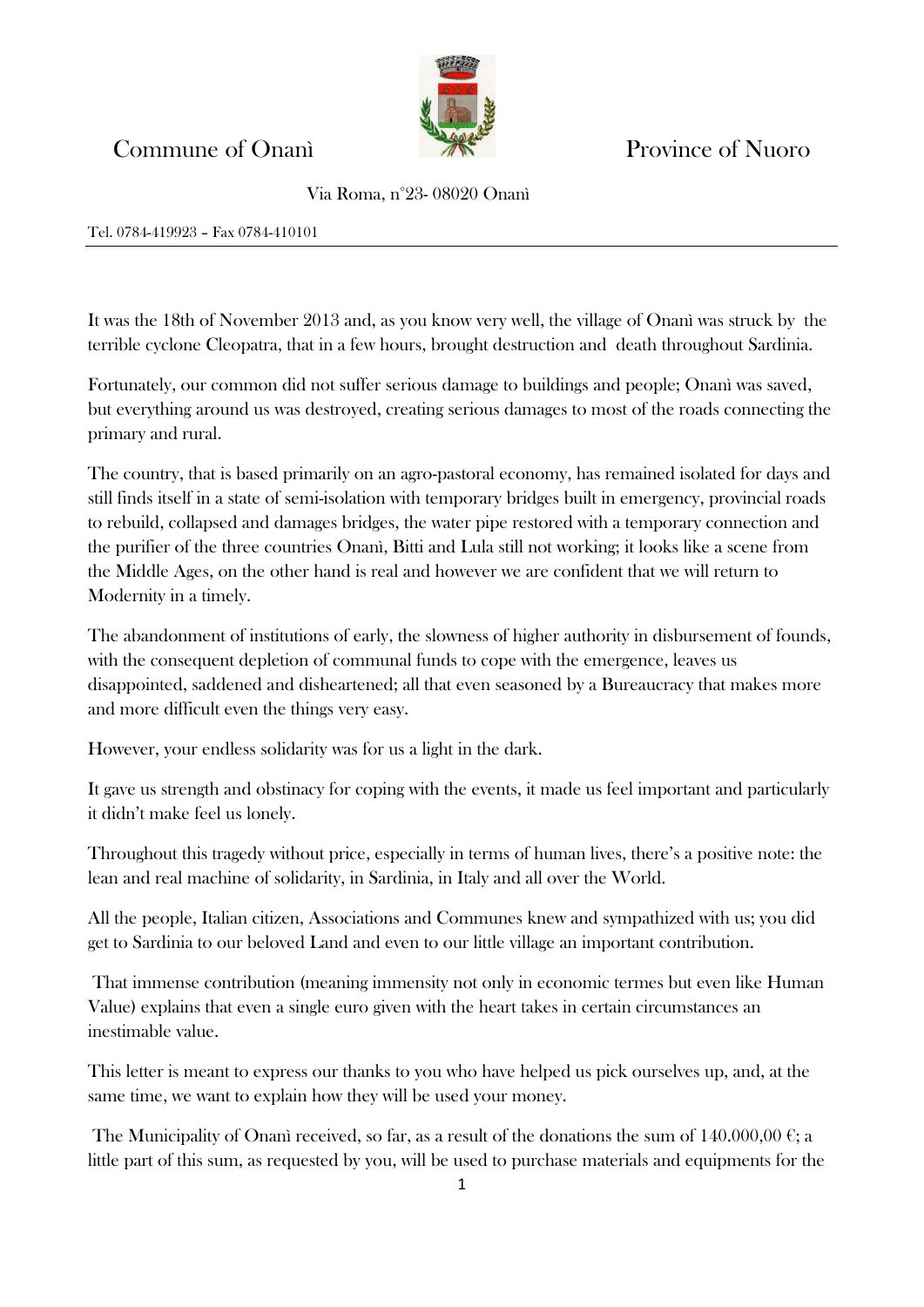Commune of Onanì — Province of Nuoro

Via Roma, n°23- 08020 Onanì

Tel. 0784-419923 – Fax 0784-410101

---

It was the 18th of November 2013 and, as you know very well, the village of Onanì was struck by the terrible cyclone Cleopatra, that in a few hours, brought destruction and death throughout Sardinia.

Fortunately, our common did not suffer serious damage to buildings and people; Onanì was saved, but everything around us was destroyed, creating serious damages to most of the roads connecting the primary and rural.

The country, that is based primarily on an agro-pastoral economy, has remained isolated for days and still finds itself in a state of semi-isolation with temporary bridges built in emergency, provincial roads to rebuild, collapsed and damages bridges, the water pipe restored with a temporary connection and the purifier of the three countries Onanì, Bitti and Lula still not working; it looks like a scene from the Middle Ages, on the other hand is real and however we are confident that we will return to Modernity in a timely.

The abandonment of institutions of early, the slowness of higher authority in disbursement of founds, with the consequent depletion of communal funds to cope with the emergence, leaves us disappointed, saddened and disheartened; all that even seasoned by a Bureaucracy that makes more and more difficult even the things very easy.

However, your endless solidarity was for us a light in the dark.

It gave us strength and obstinacy for coping with the events, it made us feel important and particularly it didn't make feel us lonely.

Throughout this tragedy without price, especially in terms of human lives, there's a positive note: the lean and real machine of solidarity, in Sardinia, in Italy and all over the World.

All the people, Italian citizen, Associations and Communes knew and sympathized with us; you did get to Sardinia to our beloved Land and even to our little village an important contribution.

That immense contribution (meaning immensity not only in economic termes but even like Human Value) explains that even a single euro given with the heart takes in certain circumstances an inestimable value.

This letter is meant to express our thanks to you who have helped us pick ourselves up, and, at the same time, we want to explain how they will be used your money.

The Municipality of Onanì received, so far, as a result of the donations the sum of 140.000,00 €; a little part of this sum, as requested by you, will be used to purchase materials and equipments for the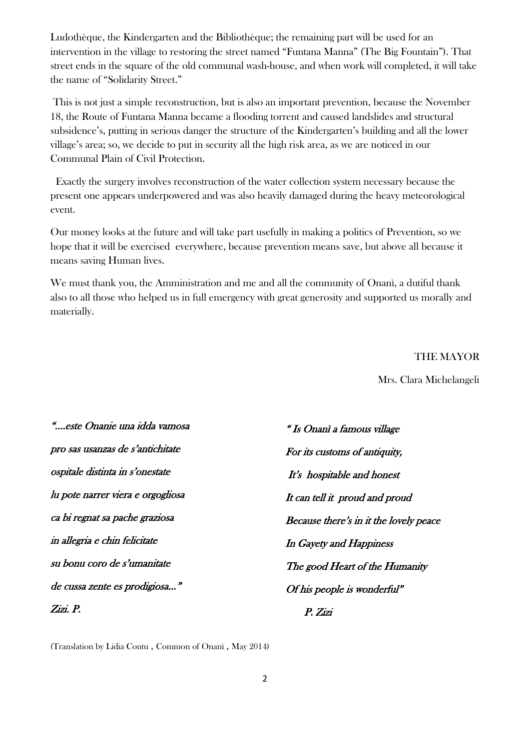Ludothèque, the Kindergarten and the Bibliothèque; the remaining part will be used for an intervention in the village to restoring the street named "Funtana Manna" (The Big Fountain"). That street ends in the square of the old communal wash-house, and when work will completed, it will take the name of "Solidarity Street."

This is not just a simple reconstruction, but is also an important prevention, because the November 18, the Route of Funtana Manna became a flooding torrent and caused landslides and structural subsidence's, putting in serious danger the structure of the Kindergarten's building and all the lower village's area; so, we decide to put in security all the high risk area, as we are noticed in our Communal Plain of Civil Protection.

Exactly the surgery involves reconstruction of the water collection system necessary because the present one appears underpowered and was also heavily damaged during the heavy meteorological event.

Our money looks at the future and will take part usefully in making a politics of Prevention, so we hope that it will be exercised everywhere, because prevention means save, but above all because it means saving Human lives.

We must thank you, the Amministration and me and all the community of Onanì, a dutiful thank also to all those who helped us in full emergency with great generosity and supported us morally and materially.

THE MAYOR

Mrs. Clara Michelangeli

*"....este Onanie una idda vamosa*
*pro sas usanzas de s'antichitate*
*ospitale distinta in s'onestate*
*lu pote narrer viera e orgogliosa*
*ca bi regnat sa pache graziosa*
*in allegria e chin felicitate*
*su bonu coro de s'umanitate*
*de cussa zente es prodigiosa..."*
*Zizi. P.*

*" Is Onanì a famous village*
*For its customs of antiquity,*
*It's hospitable and honest*
*It can tell it proud and proud*
*Because there's in it the lovely peace*
*In Gayety and Happiness*
*The good Heart of the Humanity*
*Of his people is wonderful"*
*P. Zizi*

(Translation by Lidia Contu , Common of Onanì , May 2014)